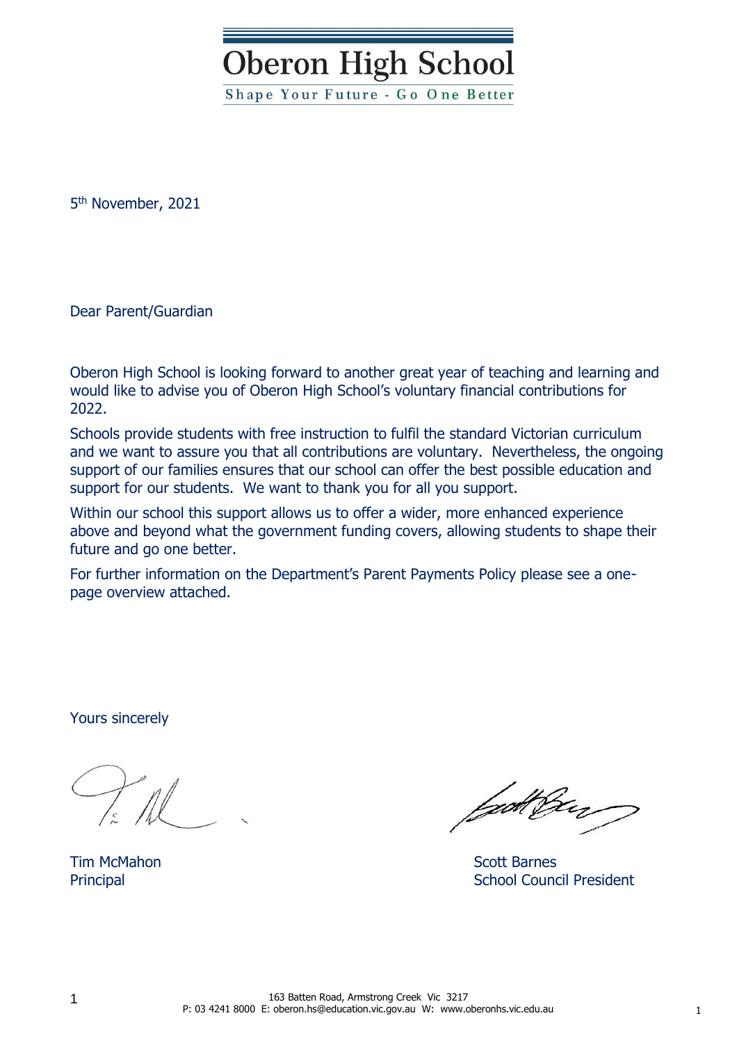# Oberon High School

Shape Your Future - Go One Better

5th November, 2021

Dear Parent/Guardian

Oberon High School is looking forward to another great year of teaching and learning and would like to advise you of Oberon High School's voluntary financial contributions for 2022.

Schools provide students with free instruction to fulfil the standard Victorian curriculum and we want to assure you that all contributions are voluntary. Nevertheless, the ongoing support of our families ensures that our school can offer the best possible education and support for our students. We want to thank you for all you support.

Within our school this support allows us to offer a wider, more enhanced experience above and beyond what the government funding covers, allowing students to shape their future and go one better.

For further information on the Department's Parent Payments Policy please see a one-page overview attached.

Yours sincerely

Tim McMahon
Principal

Scott Barnes
School Council President

163 Batten Road, Armstrong Creek Vic 3217
P: 03 4241 8000 E: oberon.hs@education.vic.gov.au W: www.oberonhs.vic.edu.au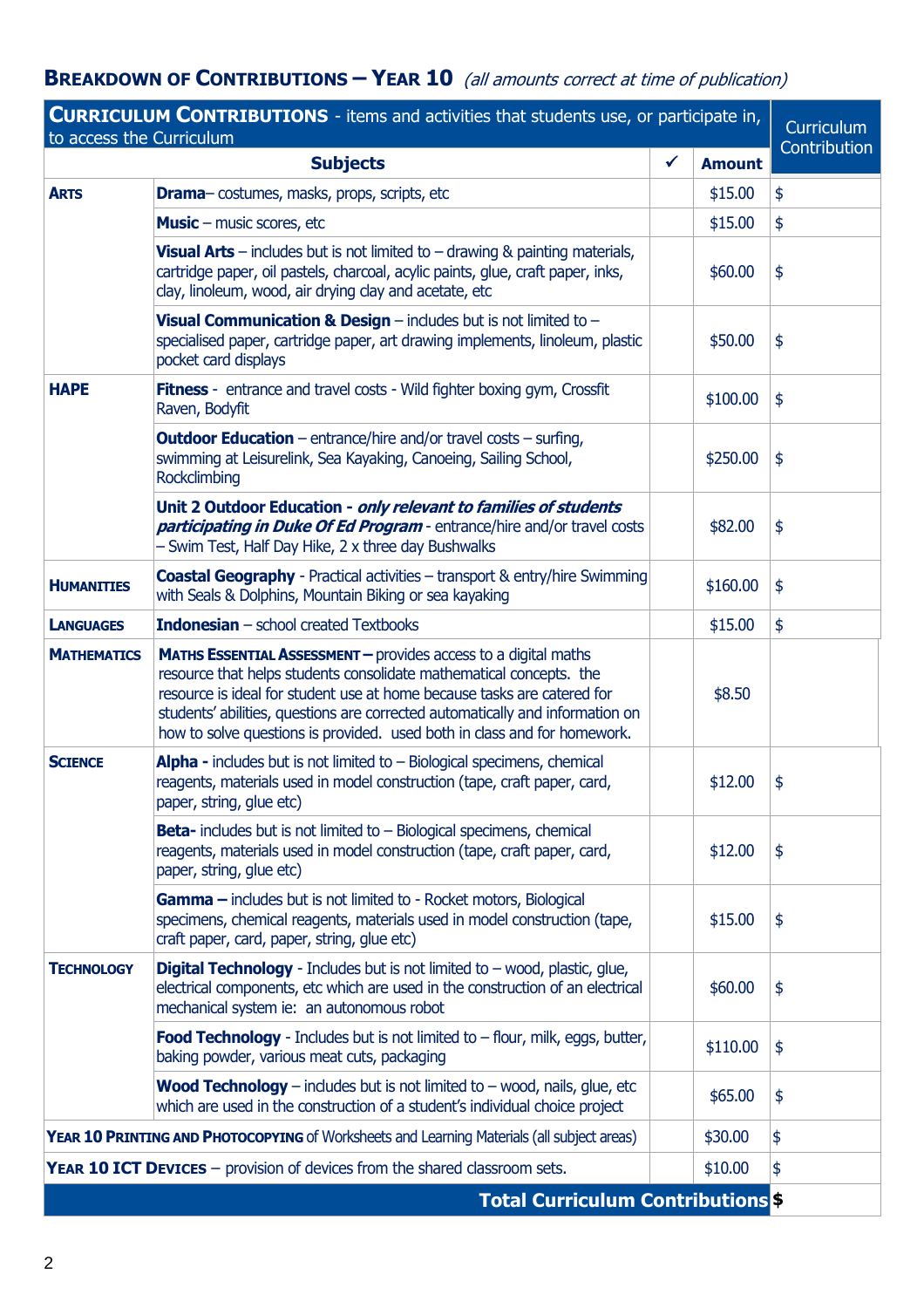## Breakdown of Contributions – Year 10 *(all amounts correct at time of publication)*

| **Curriculum Contributions** - items and activities that students use, or participate in, to access the Curriculum | | | | Curriculum Contribution |
|---|---|---|---|---|
| | **Subjects** | ✓ | **Amount** | |
| **Arts** | **Drama**– costumes, masks, props, scripts, etc | | $15.00 | $ |
| | **Music** – music scores, etc | | $15.00 | $ |
| | **Visual Arts** – includes but is not limited to – drawing & painting materials, cartridge paper, oil pastels, charcoal, acylic paints, glue, craft paper, inks, clay, linoleum, wood, air drying clay and acetate, etc | | $60.00 | $ |
| | **Visual Communication & Design** – includes but is not limited to – specialised paper, cartridge paper, art drawing implements, linoleum, plastic pocket card displays | | $50.00 | $ |
| **HAPE** | **Fitness** - entrance and travel costs - Wild fighter boxing gym, Crossfit Raven, Bodyfit | | $100.00 | $ |
| | **Outdoor Education** – entrance/hire and/or travel costs – surfing, swimming at Leisurelink, Sea Kayaking, Canoeing, Sailing School, Rockclimbing | | $250.00 | $ |
| | **Unit 2 Outdoor Education** - ***only relevant to families of students participating in Duke Of Ed Program*** - entrance/hire and/or travel costs – Swim Test, Half Day Hike, 2 x three day Bushwalks | | $82.00 | $ |
| **Humanities** | **Coastal Geography** - Practical activities – transport & entry/hire Swimming with Seals & Dolphins, Mountain Biking or sea kayaking | | $160.00 | $ |
| **Languages** | **Indonesian** – school created Textbooks | | $15.00 | $ |
| **Mathematics** | **Maths Essential Assessment –** provides access to a digital maths resource that helps students consolidate mathematical concepts. the resource is ideal for student use at home because tasks are catered for students' abilities, questions are corrected automatically and information on how to solve questions is provided. used both in class and for homework. | | $8.50 | |
| **Science** | **Alpha -** includes but is not limited to – Biological specimens, chemical reagents, materials used in model construction (tape, craft paper, card, paper, string, glue etc) | | $12.00 | $ |
| | **Beta-** includes but is not limited to – Biological specimens, chemical reagents, materials used in model construction (tape, craft paper, card, paper, string, glue etc) | | $12.00 | $ |
| | **Gamma –** includes but is not limited to - Rocket motors, Biological specimens, chemical reagents, materials used in model construction (tape, craft paper, card, paper, string, glue etc) | | $15.00 | $ |
| **Technology** | **Digital Technology** - Includes but is not limited to – wood, plastic, glue, electrical components, etc which are used in the construction of an electrical mechanical system ie: an autonomous robot | | $60.00 | $ |
| | **Food Technology** - Includes but is not limited to – flour, milk, eggs, butter, baking powder, various meat cuts, packaging | | $110.00 | $ |
| | **Wood Technology** – includes but is not limited to – wood, nails, glue, etc which are used in the construction of a student's individual choice project | | $65.00 | $ |
| **Year 10 Printing and Photocopying** of Worksheets and Learning Materials (all subject areas) | | | $30.00 | $ |
| **Year 10 ICT Devices** – provision of devices from the shared classroom sets. | | | $10.00 | $ |
| | | | **Total Curriculum Contributions** | **$** |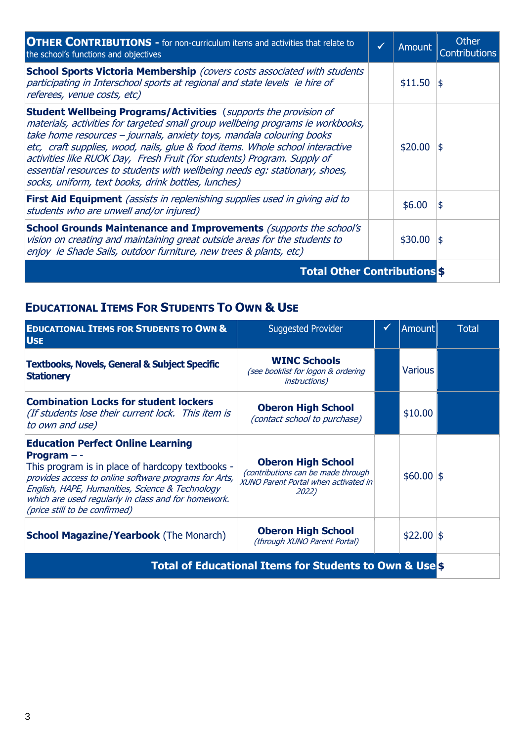| **OTHER CONTRIBUTIONS -** for non-curriculum items and activities that relate to the school's functions and objectives | ✓ | Amount | Other Contributions |
|---|---|---|---|
| **School Sports Victoria Membership** *(covers costs associated with students participating in Interschool sports at regional and state levels ie hire of referees, venue costs, etc)* | | $11.50 | $ |
| **Student Wellbeing Programs/Activities** *(supports the provision of materials, activities for targeted small group wellbeing programs ie workbooks, take home resources – journals, anxiety toys, mandala colouring books etc, craft supplies, wood, nails, glue & food items. Whole school interactive activities like RUOK Day, Fresh Fruit (for students) Program. Supply of essential resources to students with wellbeing needs eg: stationary, shoes, socks, uniform, text books, drink bottles, lunches)* | | $20.00 | $ |
| **First Aid Equipment** *(assists in replenishing supplies used in giving aid to students who are unwell and/or injured)* | | $6.00 | $ |
| **School Grounds Maintenance and Improvements** *(supports the school's vision on creating and maintaining great outside areas for the students to enjoy ie Shade Sails, outdoor furniture, new trees & plants, etc)* | | $30.00 | $ |
| | | **Total Other Contributions** | **$** |

## EDUCATIONAL ITEMS FOR STUDENTS TO OWN & USE

| **EDUCATIONAL ITEMS FOR STUDENTS TO OWN & USE** | Suggested Provider | ✓ | Amount | Total |
|---|---|---|---|---|
| **Textbooks, Novels, General & Subject Specific Stationery** | **WINC Schools** *(see booklist for logon & ordering instructions)* | | Various | |
| **Combination Locks for student lockers** *(If students lose their current lock. This item is to own and use)* | **Oberon High School** *(contact school to purchase)* | | $10.00 | |
| **Education Perfect Online Learning Program** – - This program is in place of hardcopy textbooks - *provides access to online software programs for Arts, English, HAPE, Humanities, Science & Technology which are used regularly in class and for homework. (price still to be confirmed)* | **Oberon High School** *(contributions can be made through XUNO Parent Portal when activated in 2022)* | | $60.00 | $ |
| **School Magazine/Yearbook** (The Monarch) | **Oberon High School** *(through XUNO Parent Portal)* | | $22.00 | $ |
| | | | **Total of Educational Items for Students to Own & Use** | **$** |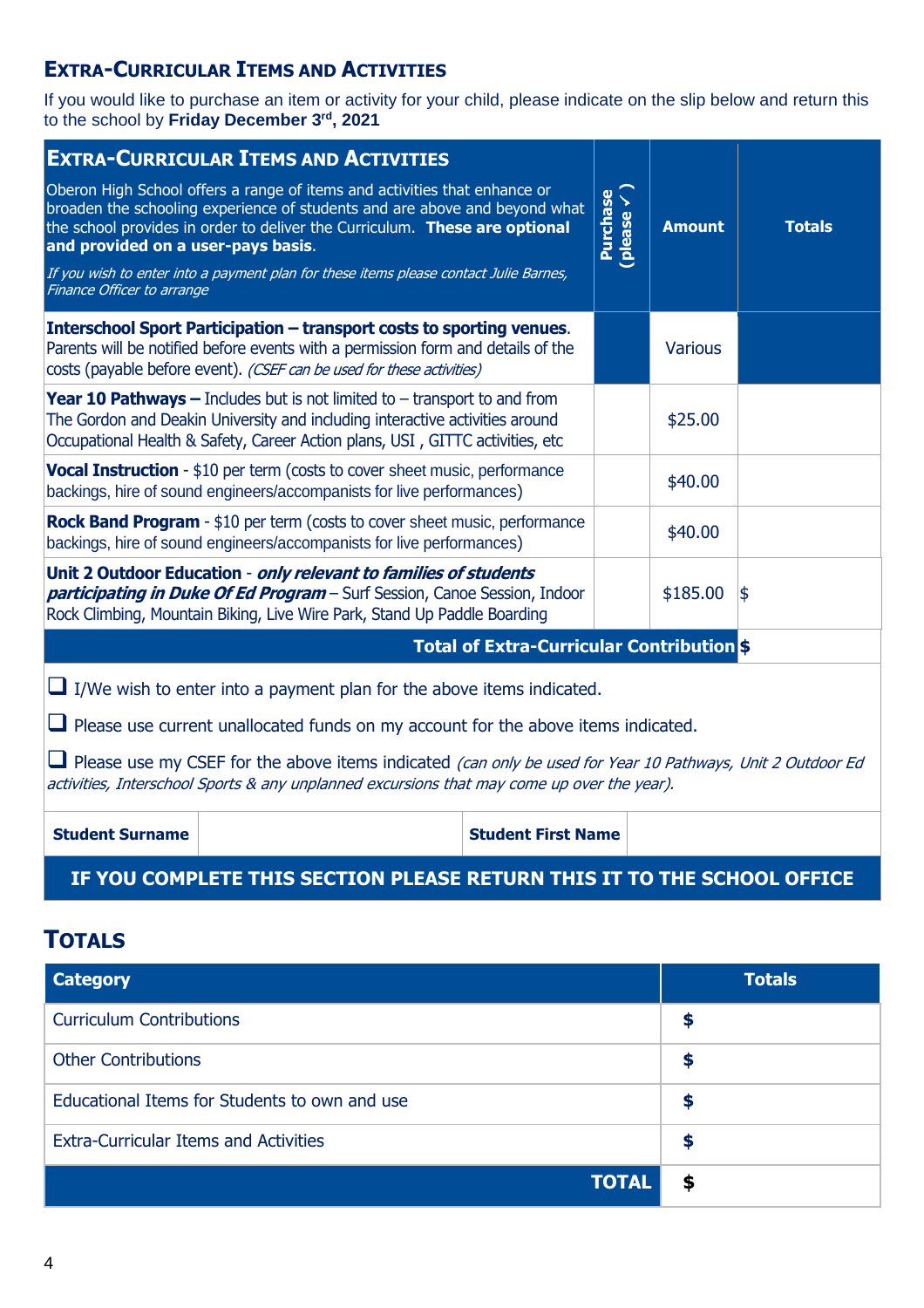## Extra-Curricular Items and Activities

If you would like to purchase an item or activity for your child, please indicate on the slip below and return this to the school by **Friday December 3rd, 2021**

| **Extra-Curricular Items and Activities**<br>Oberon High School offers a range of items and activities that enhance or broaden the schooling experience of students and are above and beyond what the school provides in order to deliver the Curriculum. **These are optional and provided on a user-pays basis**.<br>*If you wish to enter into a payment plan for these items please contact Julie Barnes, Finance Officer to arrange* | **Purchase (please ✓)** | **Amount** | **Totals** |
|---|---|---|---|
| **Interschool Sport Participation – transport costs to sporting venues**. Parents will be notified before events with a permission form and details of the costs (payable before event). *(CSEF can be used for these activities)* | | Various | |
| **Year 10 Pathways –** Includes but is not limited to – transport to and from The Gordon and Deakin University and including interactive activities around Occupational Health & Safety, Career Action plans, USI , GITTC activities, etc | | $25.00 | |
| **Vocal Instruction** - $10 per term (costs to cover sheet music, performance backings, hire of sound engineers/accompanists for live performances) | | $40.00 | |
| **Rock Band Program** - $10 per term (costs to cover sheet music, performance backings, hire of sound engineers/accompanists for live performances) | | $40.00 | |
| **Unit 2 Outdoor Education** - ***only relevant to families of students participating in Duke Of Ed Program*** – Surf Session, Canoe Session, Indoor Rock Climbing, Mountain Biking, Live Wire Park, Stand Up Paddle Boarding | | $185.00 | $ |
| **Total of Extra-Curricular Contribution** | | | **$** |

❑ I/We wish to enter into a payment plan for the above items indicated.

❑ Please use current unallocated funds on my account for the above items indicated.

❑ Please use my CSEF for the above items indicated *(can only be used for Year 10 Pathways, Unit 2 Outdoor Ed activities, Interschool Sports & any unplanned excursions that may come up over the year).*

| **Student Surname** | | **Student First Name** | |
|---|---|---|---|

**IF YOU COMPLETE THIS SECTION PLEASE RETURN THIS IT TO THE SCHOOL OFFICE**

## Totals

| **Category** | **Totals** |
|---|---|
| Curriculum Contributions | **$** |
| Other Contributions | **$** |
| Educational Items for Students to own and use | **$** |
| Extra-Curricular Items and Activities | **$** |
| **TOTAL** | **$** |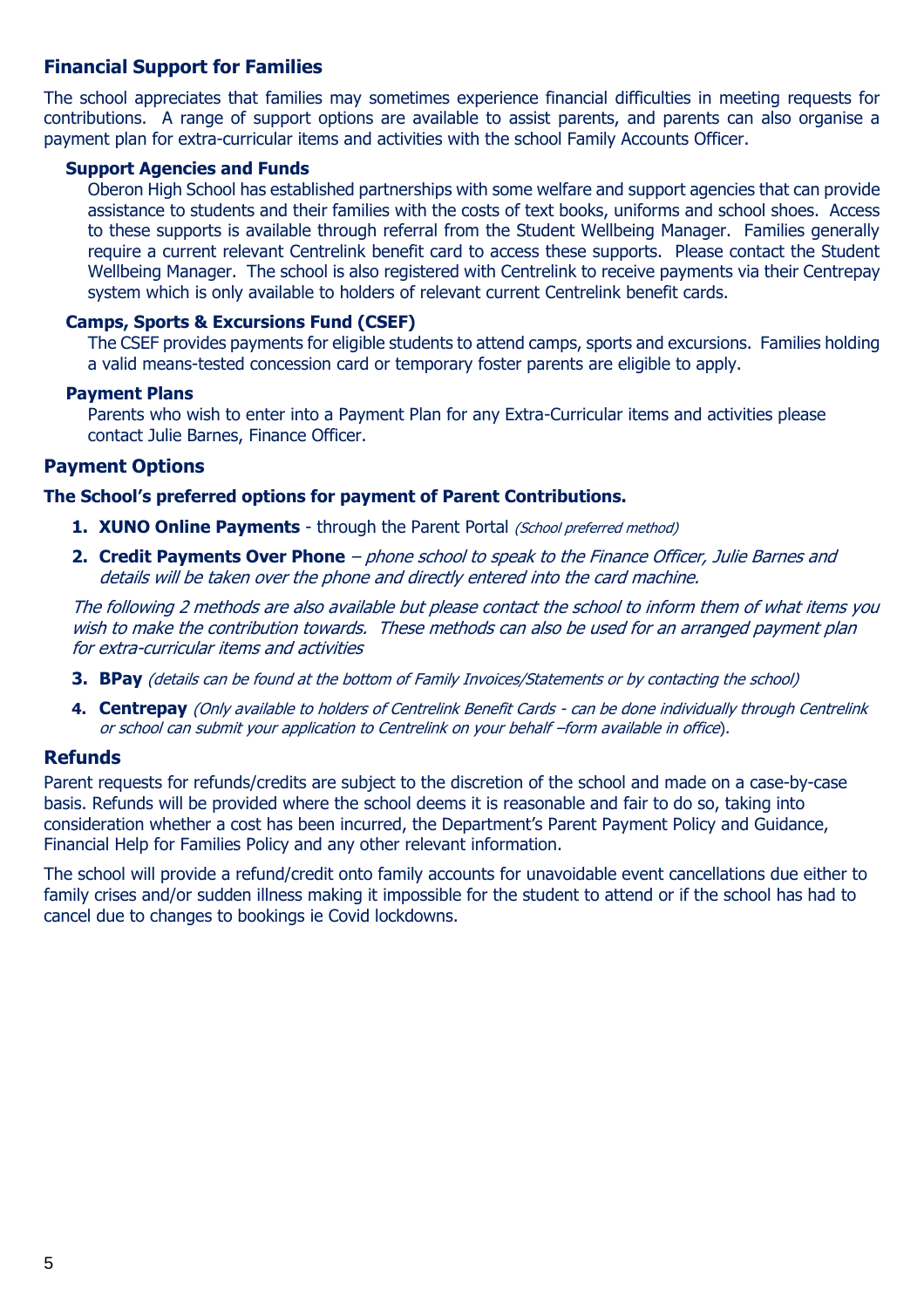## Financial Support for Families

The school appreciates that families may sometimes experience financial difficulties in meeting requests for contributions. A range of support options are available to assist parents, and parents can also organise a payment plan for extra-curricular items and activities with the school Family Accounts Officer.

### Support Agencies and Funds

Oberon High School has established partnerships with some welfare and support agencies that can provide assistance to students and their families with the costs of text books, uniforms and school shoes. Access to these supports is available through referral from the Student Wellbeing Manager. Families generally require a current relevant Centrelink benefit card to access these supports. Please contact the Student Wellbeing Manager. The school is also registered with Centrelink to receive payments via their Centrepay system which is only available to holders of relevant current Centrelink benefit cards.

### Camps, Sports & Excursions Fund (CSEF)

The CSEF provides payments for eligible students to attend camps, sports and excursions. Families holding a valid means-tested concession card or temporary foster parents are eligible to apply.

### Payment Plans

Parents who wish to enter into a Payment Plan for any Extra-Curricular items and activities please contact Julie Barnes, Finance Officer.

## Payment Options

**The School's preferred options for payment of Parent Contributions.**

1. **XUNO Online Payments** - through the Parent Portal *(School preferred method)*
2. **Credit Payments Over Phone** – *phone school to speak to the Finance Officer, Julie Barnes and details will be taken over the phone and directly entered into the card machine.*

*The following 2 methods are also available but please contact the school to inform them of what items you wish to make the contribution towards. These methods can also be used for an arranged payment plan for extra-curricular items and activities*

3. **BPay** *(details can be found at the bottom of Family Invoices/Statements or by contacting the school)*
4. **Centrepay** *(Only available to holders of Centrelink Benefit Cards - can be done individually through Centrelink or school can submit your application to Centrelink on your behalf –form available in office*).

## Refunds

Parent requests for refunds/credits are subject to the discretion of the school and made on a case-by-case basis. Refunds will be provided where the school deems it is reasonable and fair to do so, taking into consideration whether a cost has been incurred, the Department's Parent Payment Policy and Guidance, Financial Help for Families Policy and any other relevant information.

The school will provide a refund/credit onto family accounts for unavoidable event cancellations due either to family crises and/or sudden illness making it impossible for the student to attend or if the school has had to cancel due to changes to bookings ie Covid lockdowns.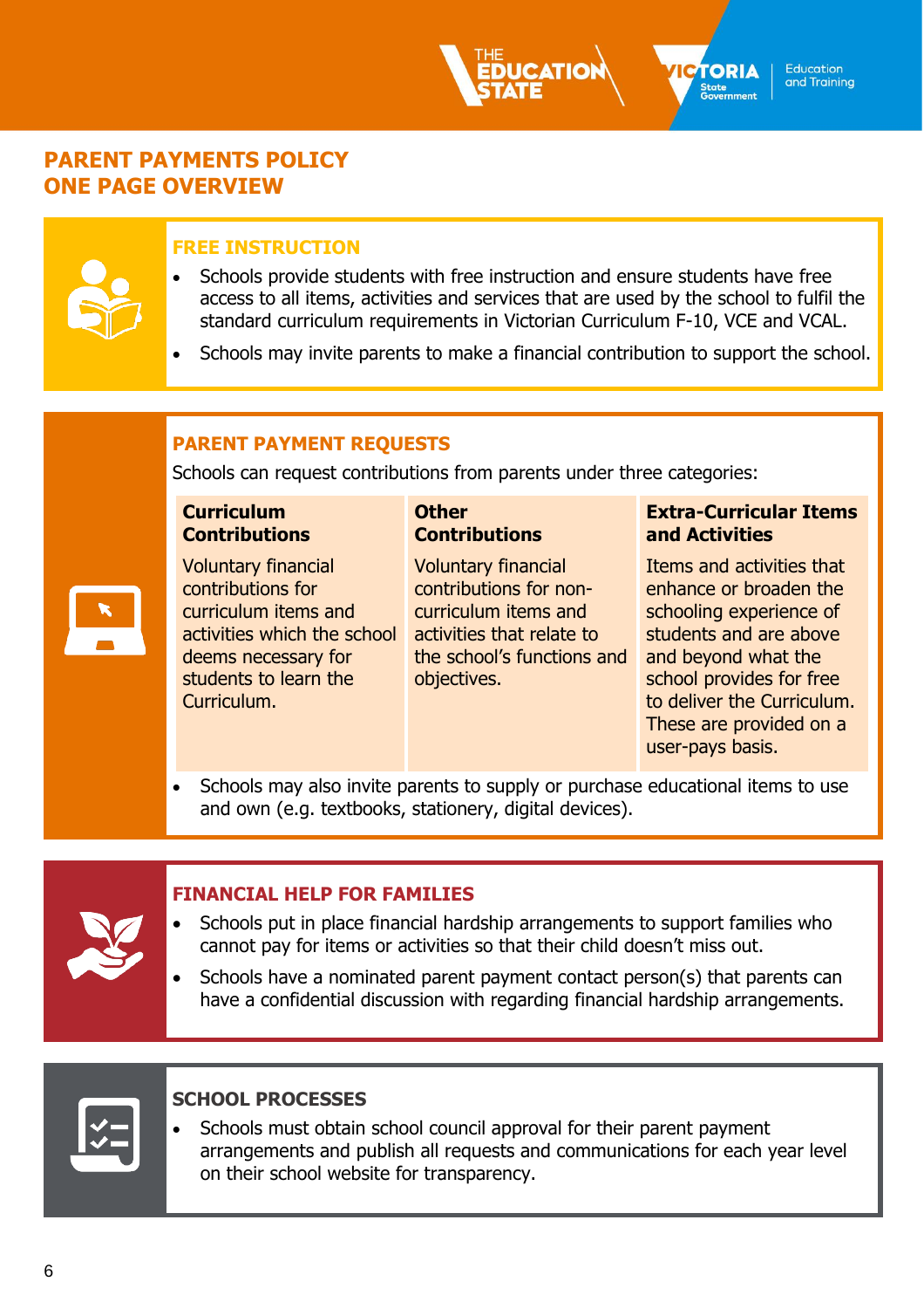# PARENT PAYMENTS POLICY
# ONE PAGE OVERVIEW

## FREE INSTRUCTION

- Schools provide students with free instruction and ensure students have free access to all items, activities and services that are used by the school to fulfil the standard curriculum requirements in Victorian Curriculum F-10, VCE and VCAL.
- Schools may invite parents to make a financial contribution to support the school.

## PARENT PAYMENT REQUESTS

Schools can request contributions from parents under three categories:

| Curriculum Contributions | Other Contributions | Extra-Curricular Items and Activities |
|---|---|---|
| Voluntary financial contributions for curriculum items and activities which the school deems necessary for students to learn the Curriculum. | Voluntary financial contributions for non-curriculum items and activities that relate to the school's functions and objectives. | Items and activities that enhance or broaden the schooling experience of students and are above and beyond what the school provides for free to deliver the Curriculum. These are provided on a user-pays basis. |

- Schools may also invite parents to supply or purchase educational items to use and own (e.g. textbooks, stationery, digital devices).

## FINANCIAL HELP FOR FAMILIES

- Schools put in place financial hardship arrangements to support families who cannot pay for items or activities so that their child doesn't miss out.
- Schools have a nominated parent payment contact person(s) that parents can have a confidential discussion with regarding financial hardship arrangements.

## SCHOOL PROCESSES

- Schools must obtain school council approval for their parent payment arrangements and publish all requests and communications for each year level on their school website for transparency.